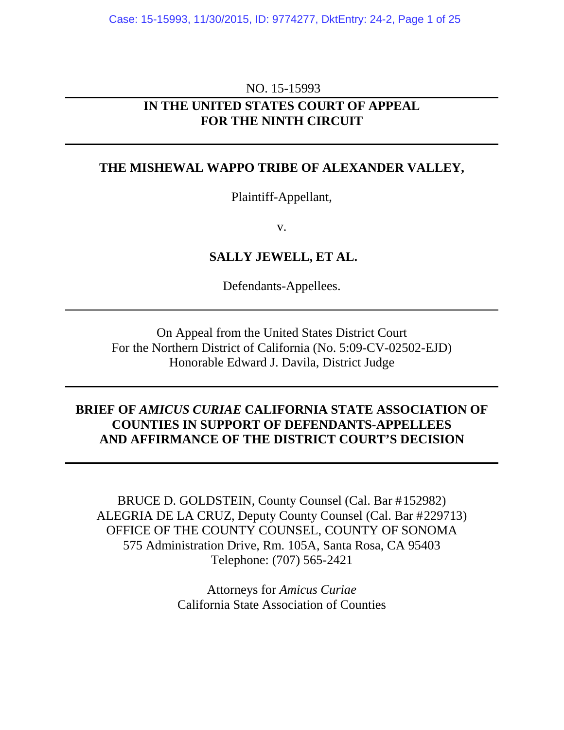NO. 15-15993

**IN THE UNITED STATES COURT OF APPEAL**
**FOR THE NINTH CIRCUIT**

---

**THE MISHEWAL WAPPO TRIBE OF ALEXANDER VALLEY,**

Plaintiff-Appellant,

v.

**SALLY JEWELL, ET AL.**

Defendants-Appellees.

---

On Appeal from the United States District Court
For the Northern District of California (No. 5:09-CV-02502-EJD)
Honorable Edward J. Davila, District Judge

---

**BRIEF OF *AMICUS CURIAE* CALIFORNIA STATE ASSOCIATION OF COUNTIES IN SUPPORT OF DEFENDANTS-APPELLEES AND AFFIRMANCE OF THE DISTRICT COURT'S DECISION**

---

BRUCE D. GOLDSTEIN, County Counsel (Cal. Bar #152982)
ALEGRIA DE LA CRUZ, Deputy County Counsel (Cal. Bar #229713)
OFFICE OF THE COUNTY COUNSEL, COUNTY OF SONOMA
575 Administration Drive, Rm. 105A, Santa Rosa, CA 95403
Telephone: (707) 565-2421

Attorneys for *Amicus Curiae*
California State Association of Counties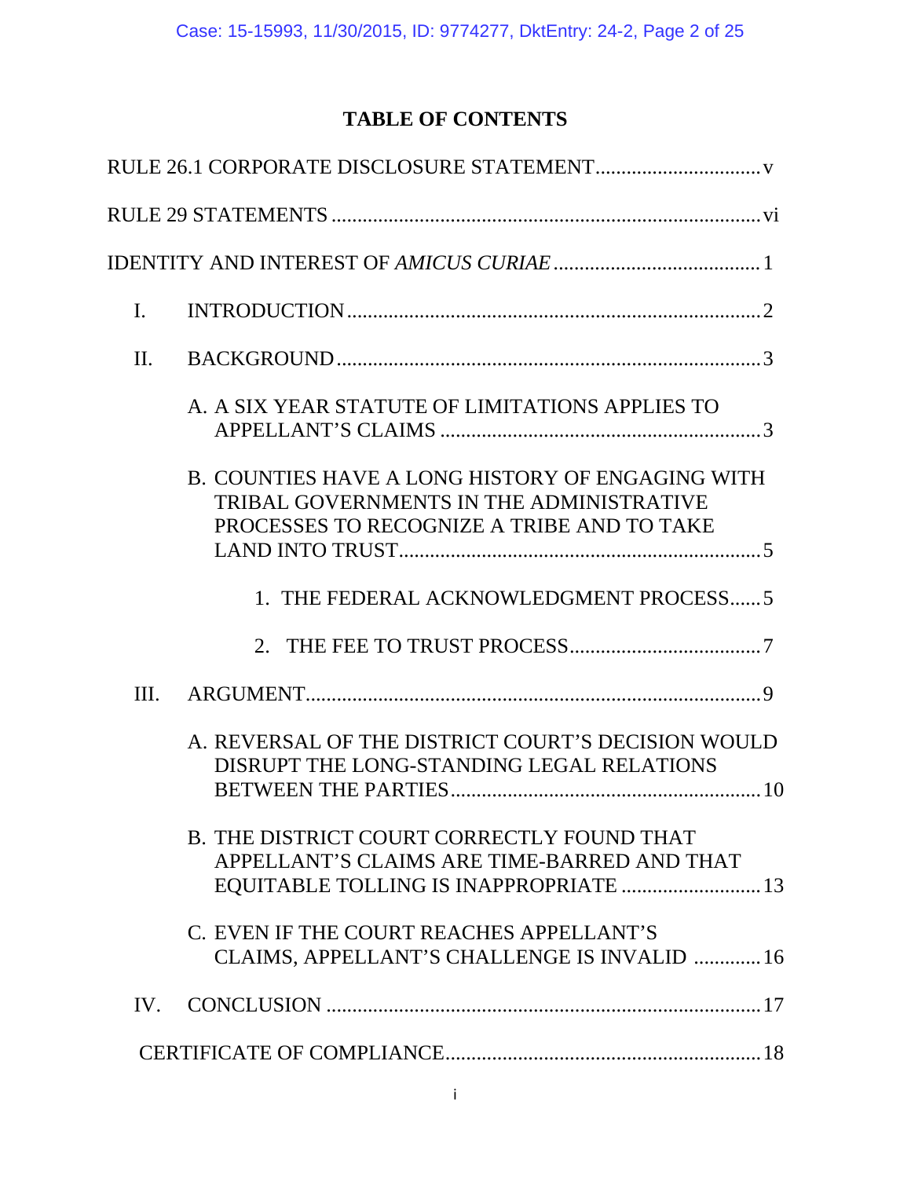# TABLE OF CONTENTS

RULE 26.1 CORPORATE DISCLOSURE STATEMENT.................................v

RULE 29 STATEMENTS ....................................................................................vi

IDENTITY AND INTEREST OF *AMICUS CURIAE* ........................................1

I. INTRODUCTION.................................................................................2

II. BACKGROUND..................................................................................3

  A. A SIX YEAR STATUTE OF LIMITATIONS APPLIES TO APPELLANT'S CLAIMS ..............................................................3

  B. COUNTIES HAVE A LONG HISTORY OF ENGAGING WITH TRIBAL GOVERNMENTS IN THE ADMINISTRATIVE PROCESSES TO RECOGNIZE A TRIBE AND TO TAKE LAND INTO TRUST......................................................................5

    1. THE FEDERAL ACKNOWLEDGMENT PROCESS......5

    2. THE FEE TO TRUST PROCESS.....................................7

III. ARGUMENT........................................................................................9

  A. REVERSAL OF THE DISTRICT COURT'S DECISION WOULD DISRUPT THE LONG-STANDING LEGAL RELATIONS BETWEEN THE PARTIES............................................................10

  B. THE DISTRICT COURT CORRECTLY FOUND THAT APPELLANT'S CLAIMS ARE TIME-BARRED AND THAT EQUITABLE TOLLING IS INAPPROPRIATE ...........................13

  C. EVEN IF THE COURT REACHES APPELLANT'S CLAIMS, APPELLANT'S CHALLENGE IS INVALID .............16

IV. CONCLUSION ....................................................................................17

CERTIFICATE OF COMPLIANCE.............................................................18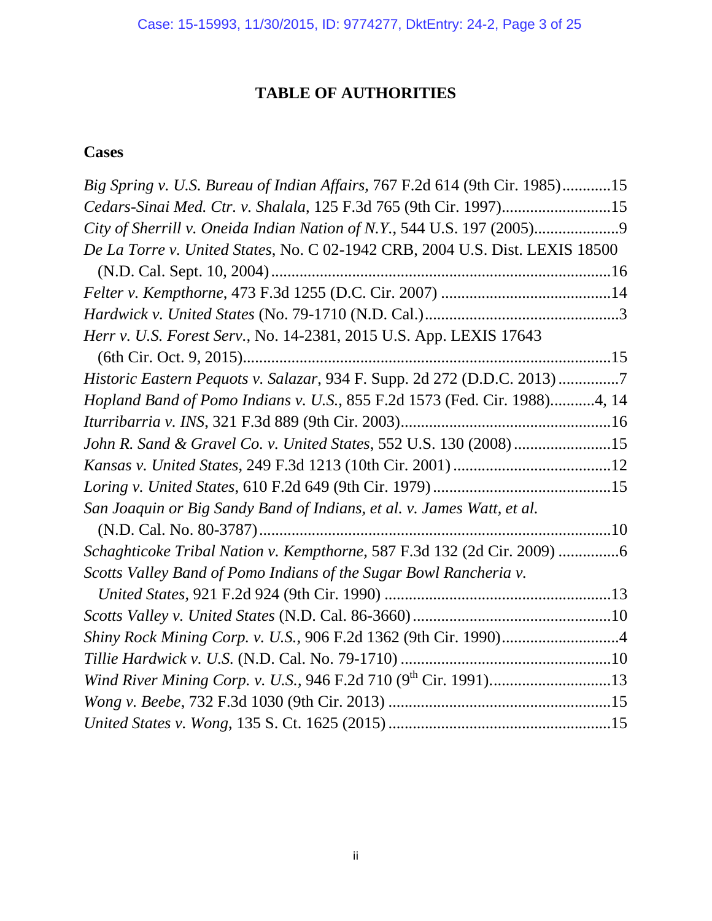# TABLE OF AUTHORITIES

## Cases

*Big Spring v. U.S. Bureau of Indian Affairs*, 767 F.2d 614 (9th Cir. 1985)............15
*Cedars-Sinai Med. Ctr. v. Shalala*, 125 F.3d 765 (9th Cir. 1997)...........................15
*City of Sherrill v. Oneida Indian Nation of N.Y.*, 544 U.S. 197 (2005).....................9
*De La Torre v. United States*, No. C 02-1942 CRB, 2004 U.S. Dist. LEXIS 18500 (N.D. Cal. Sept. 10, 2004)....................................................................................16
*Felter v. Kempthorne*, 473 F.3d 1255 (D.C. Cir. 2007) ..........................................14
*Hardwick v. United States* (No. 79-1710 (N.D. Cal.)................................................3
*Herr v. U.S. Forest Serv.*, No. 14-2381, 2015 U.S. App. LEXIS 17643 (6th Cir. Oct. 9, 2015)...........................................................................................15
*Historic Eastern Pequots v. Salazar*, 934 F. Supp. 2d 272 (D.D.C. 2013) ...............7
*Hopland Band of Pomo Indians v. U.S.*, 855 F.2d 1573 (Fed. Cir. 1988)...........4, 14
*Iturribarria v. INS*, 321 F.3d 889 (9th Cir. 2003)....................................................16
*John R. Sand & Gravel Co. v. United States*, 552 U.S. 130 (2008) ........................15
*Kansas v. United States*, 249 F.3d 1213 (10th Cir. 2001) .......................................12
*Loring v. United States*, 610 F.2d 649 (9th Cir. 1979)............................................15
*San Joaquin or Big Sandy Band of Indians, et al. v. James Watt, et al.* (N.D. Cal. No. 80-3787).......................................................................................10
*Schaghticoke Tribal Nation v. Kempthorne*, 587 F.3d 132 (2d Cir. 2009) ...............6
*Scotts Valley Band of Pomo Indians of the Sugar Bowl Rancheria v. United States*, 921 F.2d 924 (9th Cir. 1990) ........................................................13
*Scotts Valley v. United States* (N.D. Cal. 86-3660).................................................10
*Shiny Rock Mining Corp. v. U.S.*, 906 F.2d 1362 (9th Cir. 1990).............................4
*Tillie Hardwick v. U.S.* (N.D. Cal. No. 79-1710) ....................................................10
*Wind River Mining Corp. v. U.S.*, 946 F.2d 710 (9th Cir. 1991)..............................13
*Wong v. Beebe*, 732 F.3d 1030 (9th Cir. 2013) .......................................................15
*United States v. Wong*, 135 S. Ct. 1625 (2015) .......................................................15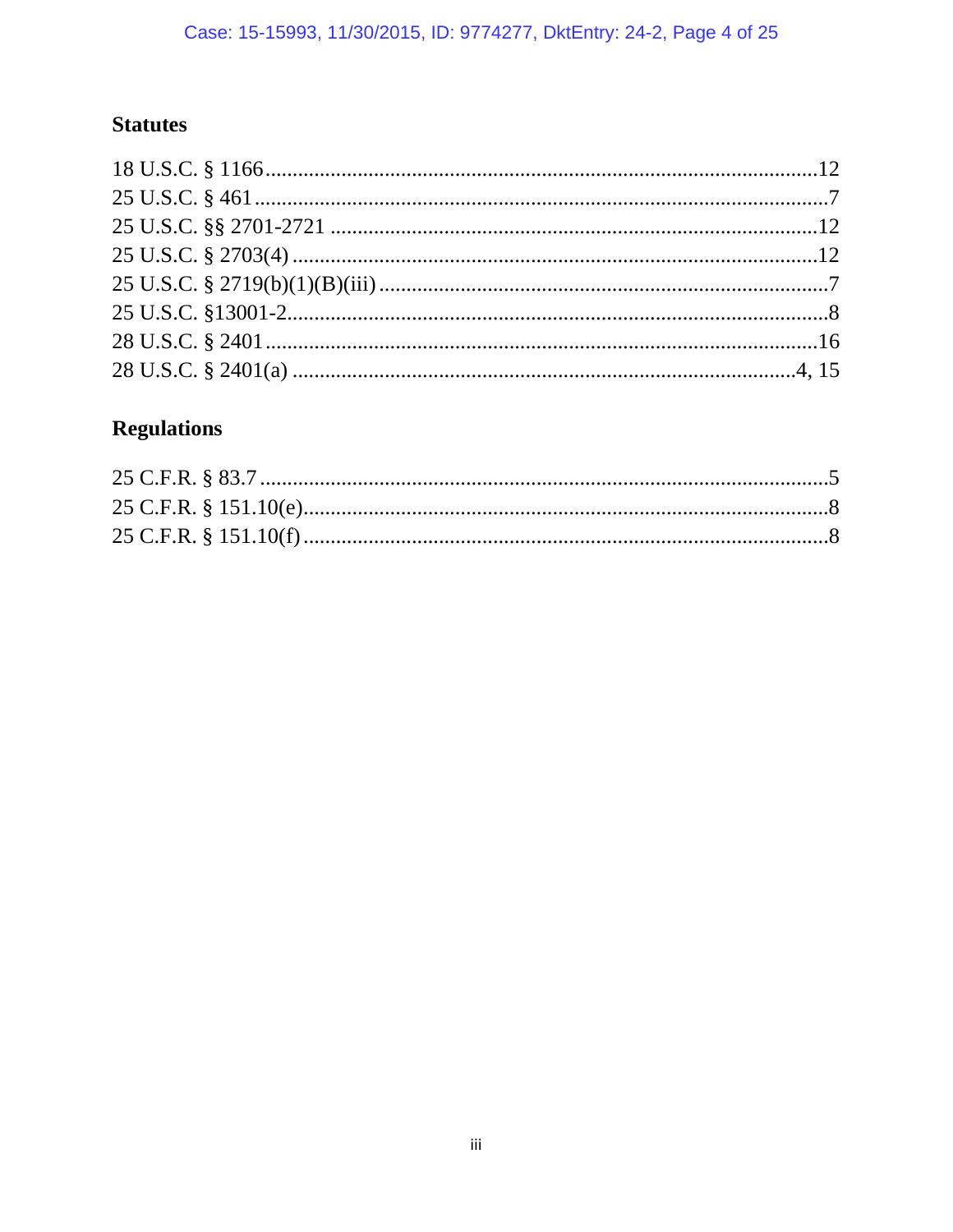## Statutes

18 U.S.C. § 1166 .....................................................................................................12
25 U.S.C. § 461 .........................................................................................................7
25 U.S.C. §§ 2701-2721 ..........................................................................................12
25 U.S.C. § 2703(4) .................................................................................................12
25 U.S.C. § 2719(b)(1)(B)(iii) ...................................................................................7
25 U.S.C. §13001-2....................................................................................................8
28 U.S.C. § 2401 .....................................................................................................16
28 U.S.C. § 2401(a) ...........................................................................................4, 15

## Regulations

25 C.F.R. § 83.7 .........................................................................................................5
25 C.F.R. § 151.10(e).................................................................................................8
25 C.F.R. § 151.10(f) .................................................................................................8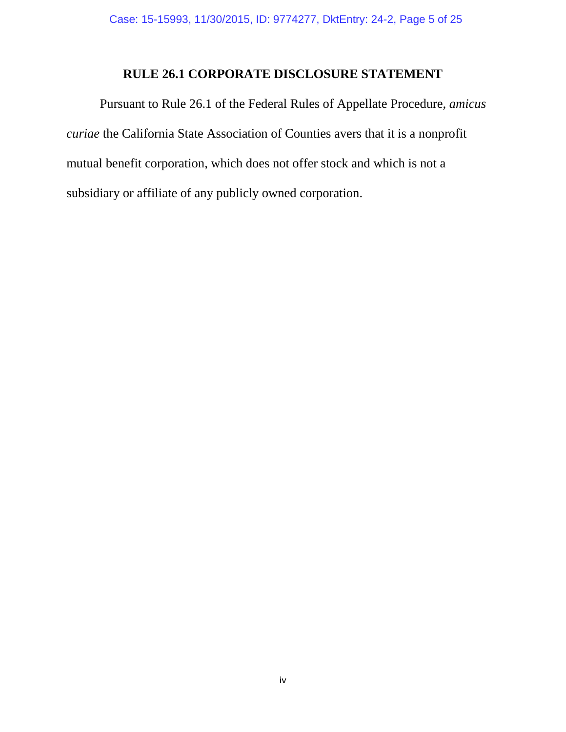## RULE 26.1 CORPORATE DISCLOSURE STATEMENT

Pursuant to Rule 26.1 of the Federal Rules of Appellate Procedure, *amicus curiae* the California State Association of Counties avers that it is a nonprofit mutual benefit corporation, which does not offer stock and which is not a subsidiary or affiliate of any publicly owned corporation.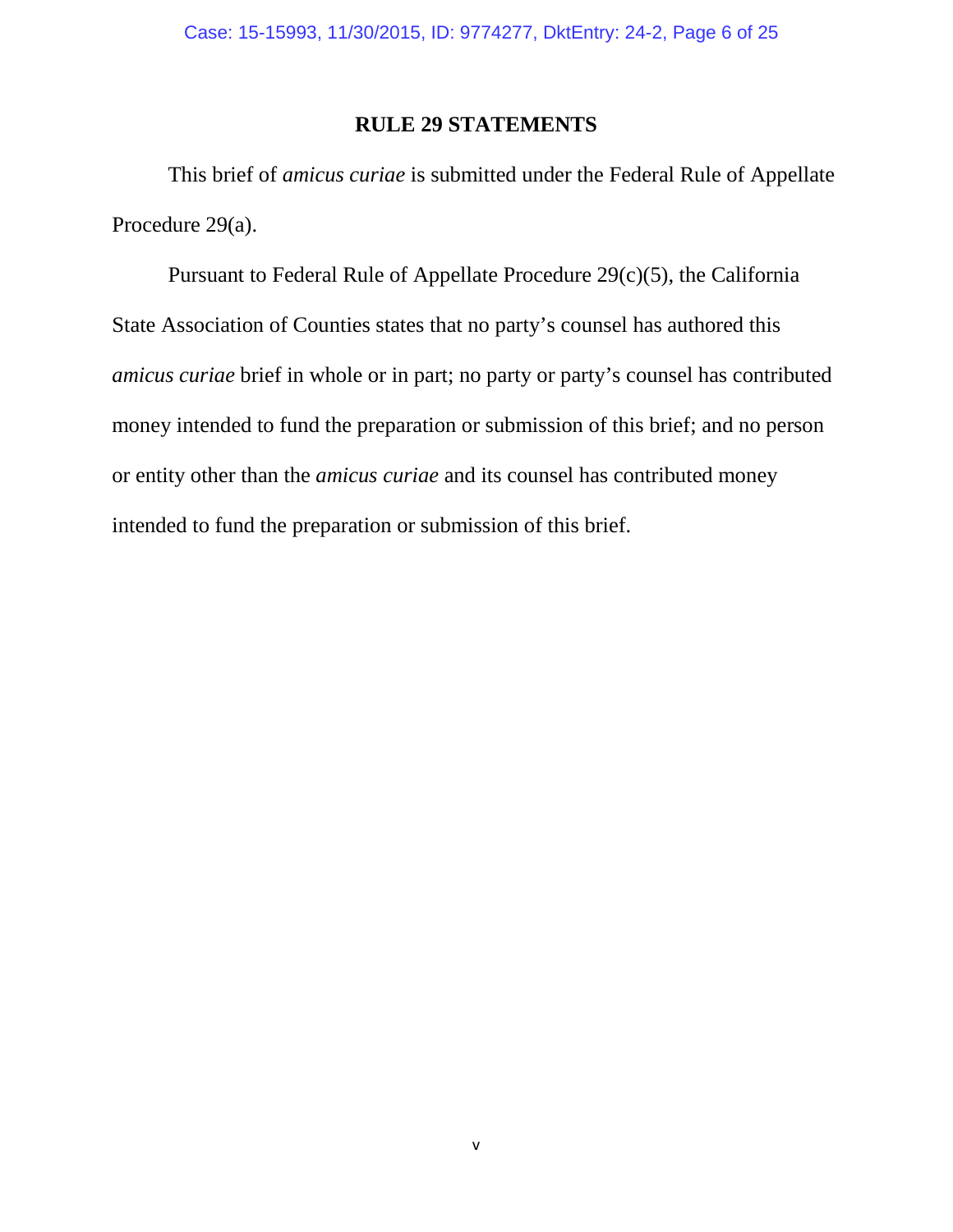## RULE 29 STATEMENTS

This brief of *amicus curiae* is submitted under the Federal Rule of Appellate Procedure 29(a).

Pursuant to Federal Rule of Appellate Procedure 29(c)(5), the California State Association of Counties states that no party's counsel has authored this *amicus curiae* brief in whole or in part; no party or party's counsel has contributed money intended to fund the preparation or submission of this brief; and no person or entity other than the *amicus curiae* and its counsel has contributed money intended to fund the preparation or submission of this brief.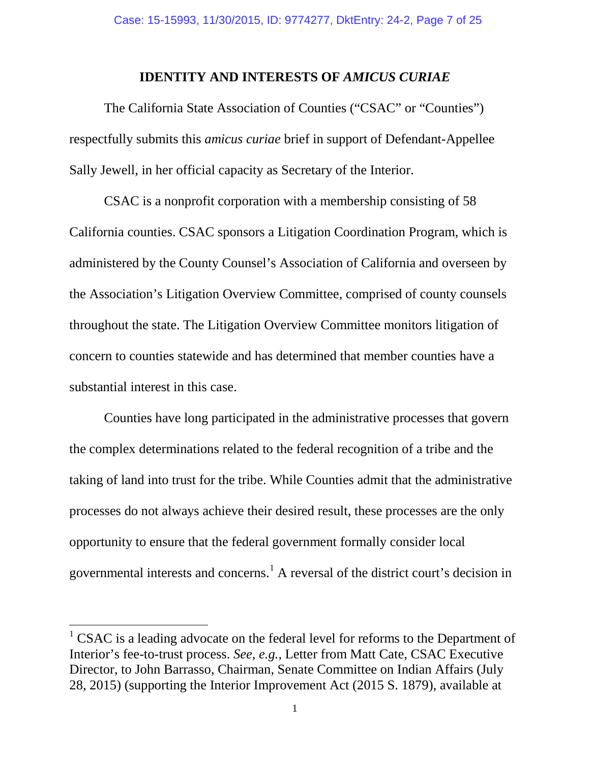## IDENTITY AND INTERESTS OF *AMICUS CURIAE*

The California State Association of Counties ("CSAC" or "Counties") respectfully submits this *amicus curiae* brief in support of Defendant-Appellee Sally Jewell, in her official capacity as Secretary of the Interior.

CSAC is a nonprofit corporation with a membership consisting of 58 California counties. CSAC sponsors a Litigation Coordination Program, which is administered by the County Counsel's Association of California and overseen by the Association's Litigation Overview Committee, comprised of county counsels throughout the state. The Litigation Overview Committee monitors litigation of concern to counties statewide and has determined that member counties have a substantial interest in this case.

Counties have long participated in the administrative processes that govern the complex determinations related to the federal recognition of a tribe and the taking of land into trust for the tribe. While Counties admit that the administrative processes do not always achieve their desired result, these processes are the only opportunity to ensure that the federal government formally consider local governmental interests and concerns.[1] A reversal of the district court's decision in

---

[1] CSAC is a leading advocate on the federal level for reforms to the Department of Interior's fee-to-trust process. *See, e.g.,* Letter from Matt Cate, CSAC Executive Director, to John Barrasso, Chairman, Senate Committee on Indian Affairs (July 28, 2015) (supporting the Interior Improvement Act (2015 S. 1879), available at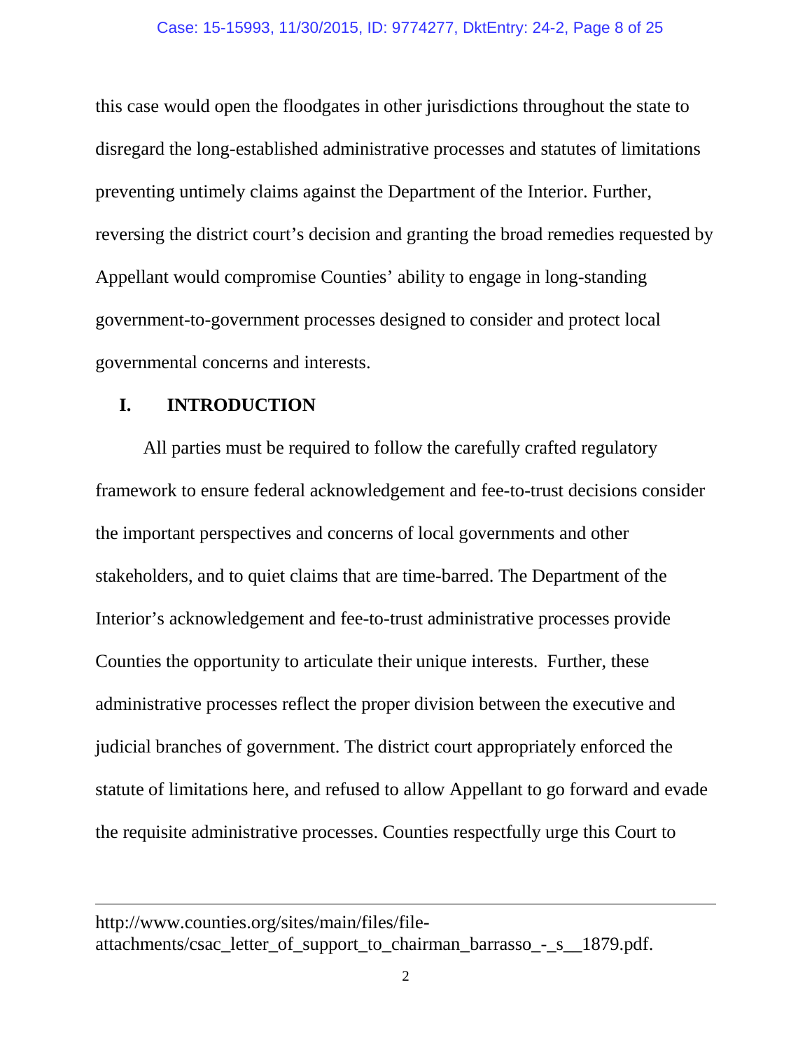this case would open the floodgates in other jurisdictions throughout the state to disregard the long-established administrative processes and statutes of limitations preventing untimely claims against the Department of the Interior. Further, reversing the district court's decision and granting the broad remedies requested by Appellant would compromise Counties' ability to engage in long-standing government-to-government processes designed to consider and protect local governmental concerns and interests.

## I. INTRODUCTION

All parties must be required to follow the carefully crafted regulatory framework to ensure federal acknowledgement and fee-to-trust decisions consider the important perspectives and concerns of local governments and other stakeholders, and to quiet claims that are time-barred. The Department of the Interior's acknowledgement and fee-to-trust administrative processes provide Counties the opportunity to articulate their unique interests. Further, these administrative processes reflect the proper division between the executive and judicial branches of government. The district court appropriately enforced the statute of limitations here, and refused to allow Appellant to go forward and evade the requisite administrative processes. Counties respectfully urge this Court to

---

http://www.counties.org/sites/main/files/file-attachments/csac_letter_of_support_to_chairman_barrasso_-_s__1879.pdf.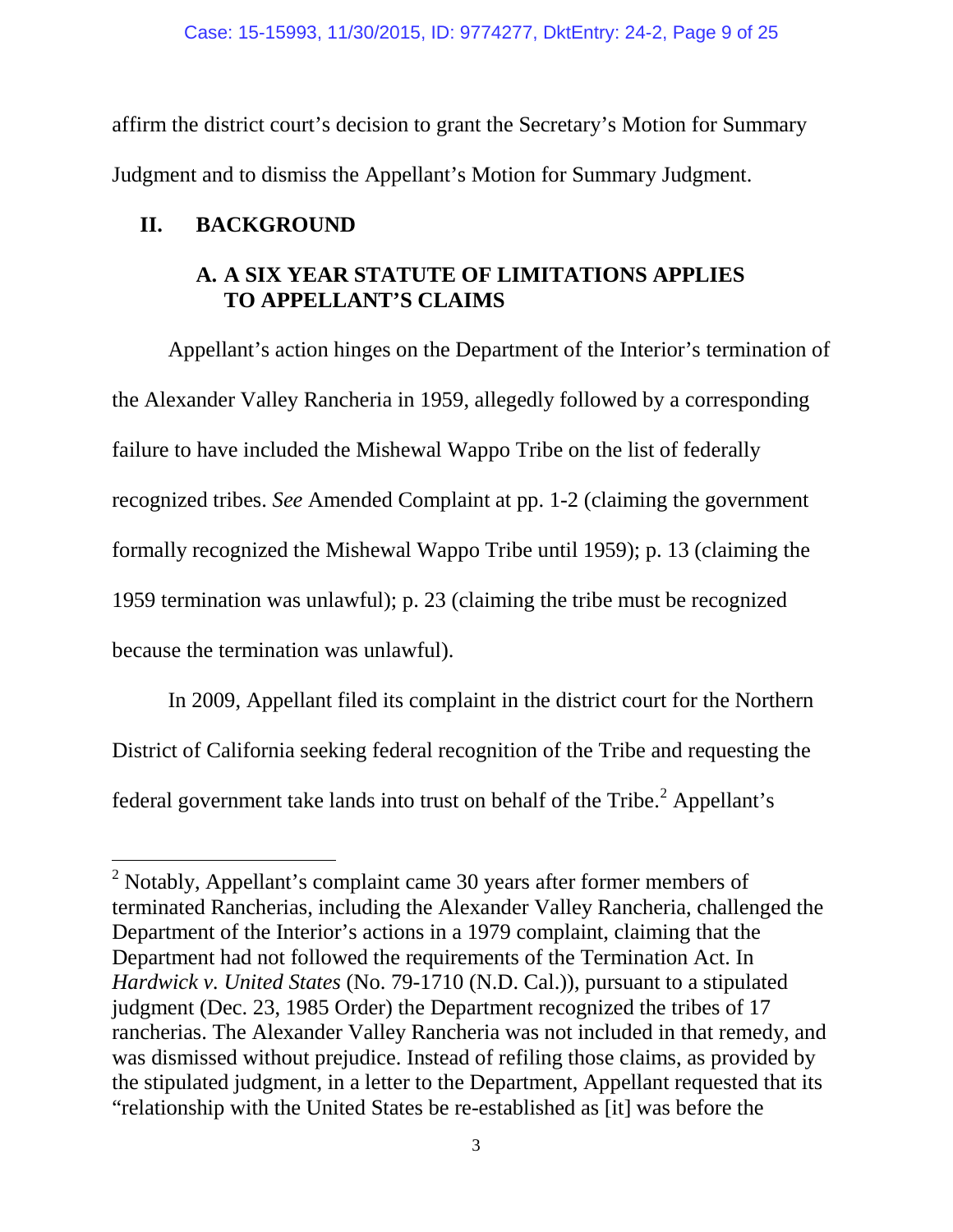affirm the district court's decision to grant the Secretary's Motion for Summary Judgment and to dismiss the Appellant's Motion for Summary Judgment.

## II. BACKGROUND

### A. A SIX YEAR STATUTE OF LIMITATIONS APPLIES TO APPELLANT'S CLAIMS

Appellant's action hinges on the Department of the Interior's termination of the Alexander Valley Rancheria in 1959, allegedly followed by a corresponding failure to have included the Mishewal Wappo Tribe on the list of federally recognized tribes. *See* Amended Complaint at pp. 1-2 (claiming the government formally recognized the Mishewal Wappo Tribe until 1959); p. 13 (claiming the 1959 termination was unlawful); p. 23 (claiming the tribe must be recognized because the termination was unlawful).

In 2009, Appellant filed its complaint in the district court for the Northern District of California seeking federal recognition of the Tribe and requesting the federal government take lands into trust on behalf of the Tribe.[2] Appellant's

---

[2] Notably, Appellant's complaint came 30 years after former members of terminated Rancherias, including the Alexander Valley Rancheria, challenged the Department of the Interior's actions in a 1979 complaint, claiming that the Department had not followed the requirements of the Termination Act. In *Hardwick v. United States* (No. 79-1710 (N.D. Cal.)), pursuant to a stipulated judgment (Dec. 23, 1985 Order) the Department recognized the tribes of 17 rancherias. The Alexander Valley Rancheria was not included in that remedy, and was dismissed without prejudice. Instead of refiling those claims, as provided by the stipulated judgment, in a letter to the Department, Appellant requested that its "relationship with the United States be re-established as [it] was before the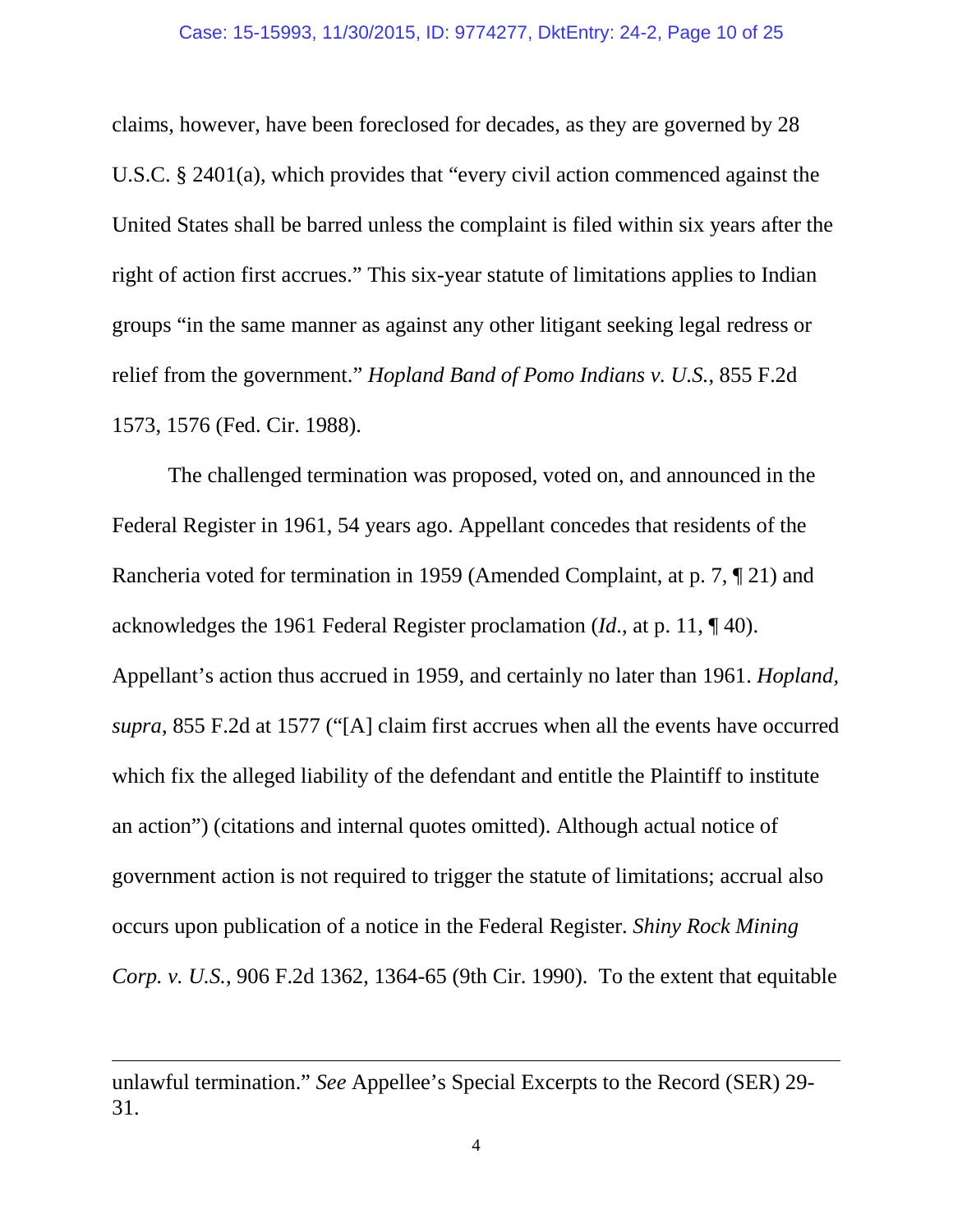claims, however, have been foreclosed for decades, as they are governed by 28 U.S.C. § 2401(a), which provides that "every civil action commenced against the United States shall be barred unless the complaint is filed within six years after the right of action first accrues." This six-year statute of limitations applies to Indian groups "in the same manner as against any other litigant seeking legal redress or relief from the government." *Hopland Band of Pomo Indians v. U.S.*, 855 F.2d 1573, 1576 (Fed. Cir. 1988).

The challenged termination was proposed, voted on, and announced in the Federal Register in 1961, 54 years ago. Appellant concedes that residents of the Rancheria voted for termination in 1959 (Amended Complaint, at p. 7, ¶ 21) and acknowledges the 1961 Federal Register proclamation (*Id*., at p. 11, ¶ 40). Appellant's action thus accrued in 1959, and certainly no later than 1961. *Hopland, supra*, 855 F.2d at 1577 ("[A] claim first accrues when all the events have occurred which fix the alleged liability of the defendant and entitle the Plaintiff to institute an action") (citations and internal quotes omitted). Although actual notice of government action is not required to trigger the statute of limitations; accrual also occurs upon publication of a notice in the Federal Register. *Shiny Rock Mining Corp. v. U.S.*, 906 F.2d 1362, 1364-65 (9th Cir. 1990). To the extent that equitable

---

unlawful termination." *See* Appellee's Special Excerpts to the Record (SER) 29-31.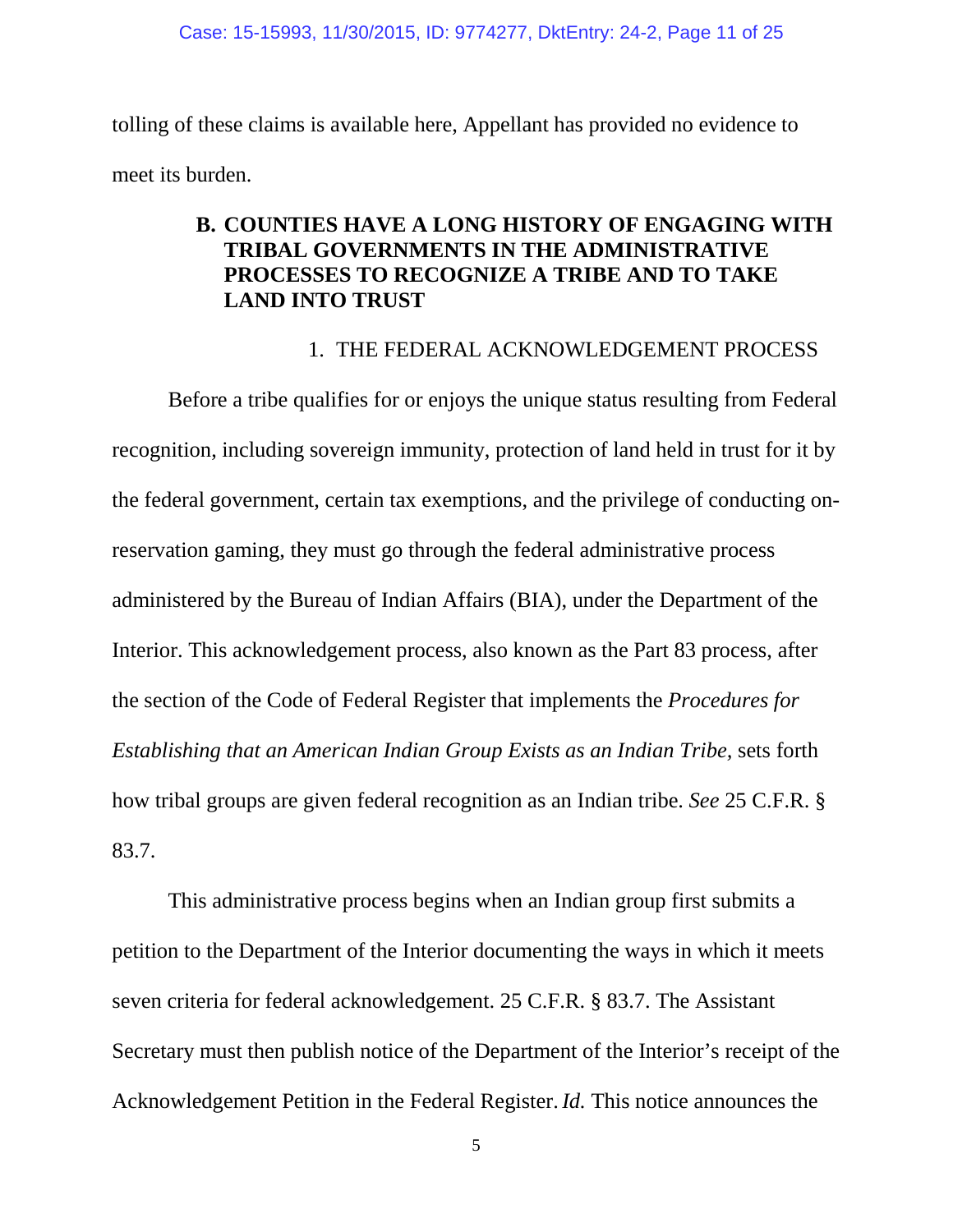tolling of these claims is available here, Appellant has provided no evidence to meet its burden.

## B. COUNTIES HAVE A LONG HISTORY OF ENGAGING WITH TRIBAL GOVERNMENTS IN THE ADMINISTRATIVE PROCESSES TO RECOGNIZE A TRIBE AND TO TAKE LAND INTO TRUST

### 1. THE FEDERAL ACKNOWLEDGEMENT PROCESS

Before a tribe qualifies for or enjoys the unique status resulting from Federal recognition, including sovereign immunity, protection of land held in trust for it by the federal government, certain tax exemptions, and the privilege of conducting on-reservation gaming, they must go through the federal administrative process administered by the Bureau of Indian Affairs (BIA), under the Department of the Interior. This acknowledgement process, also known as the Part 83 process, after the section of the Code of Federal Register that implements the *Procedures for Establishing that an American Indian Group Exists as an Indian Tribe,* sets forth how tribal groups are given federal recognition as an Indian tribe. *See* 25 C.F.R. § 83.7.

This administrative process begins when an Indian group first submits a petition to the Department of the Interior documenting the ways in which it meets seven criteria for federal acknowledgement. 25 C.F.R. § 83.7. The Assistant Secretary must then publish notice of the Department of the Interior's receipt of the Acknowledgement Petition in the Federal Register. *Id.* This notice announces the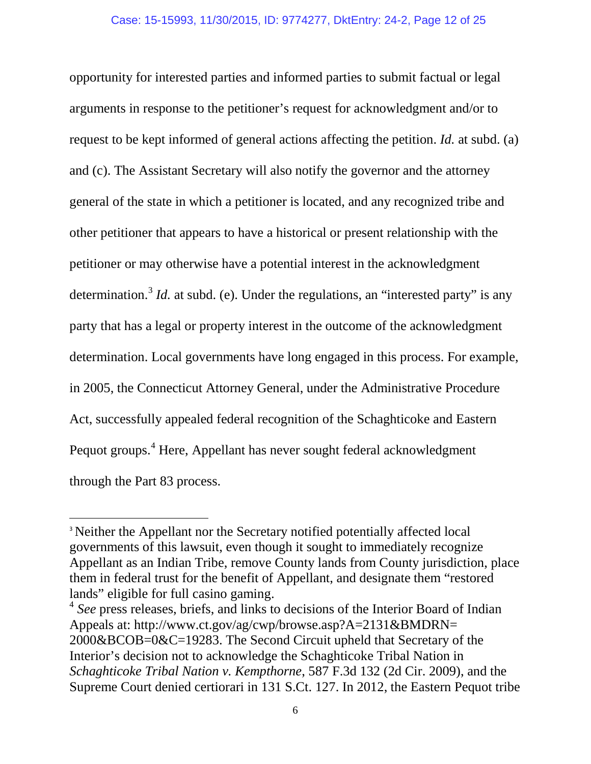opportunity for interested parties and informed parties to submit factual or legal arguments in response to the petitioner's request for acknowledgment and/or to request to be kept informed of general actions affecting the petition. *Id.* at subd. (a) and (c). The Assistant Secretary will also notify the governor and the attorney general of the state in which a petitioner is located, and any recognized tribe and other petitioner that appears to have a historical or present relationship with the petitioner or may otherwise have a potential interest in the acknowledgment determination.[3] *Id.* at subd. (e). Under the regulations, an "interested party" is any party that has a legal or property interest in the outcome of the acknowledgment determination. Local governments have long engaged in this process. For example, in 2005, the Connecticut Attorney General, under the Administrative Procedure Act, successfully appealed federal recognition of the Schaghticoke and Eastern Pequot groups.[4] Here, Appellant has never sought federal acknowledgment through the Part 83 process.

---

[3] Neither the Appellant nor the Secretary notified potentially affected local governments of this lawsuit, even though it sought to immediately recognize Appellant as an Indian Tribe, remove County lands from County jurisdiction, place them in federal trust for the benefit of Appellant, and designate them "restored lands" eligible for full casino gaming.

[4] *See* press releases, briefs, and links to decisions of the Interior Board of Indian Appeals at: http://www.ct.gov/ag/cwp/browse.asp?A=2131&BMDRN=2000&BCOB=0&C=19283. The Second Circuit upheld that Secretary of the Interior's decision not to acknowledge the Schaghticoke Tribal Nation in *Schaghticoke Tribal Nation v. Kempthorne*, 587 F.3d 132 (2d Cir. 2009), and the Supreme Court denied certiorari in 131 S.Ct. 127. In 2012, the Eastern Pequot tribe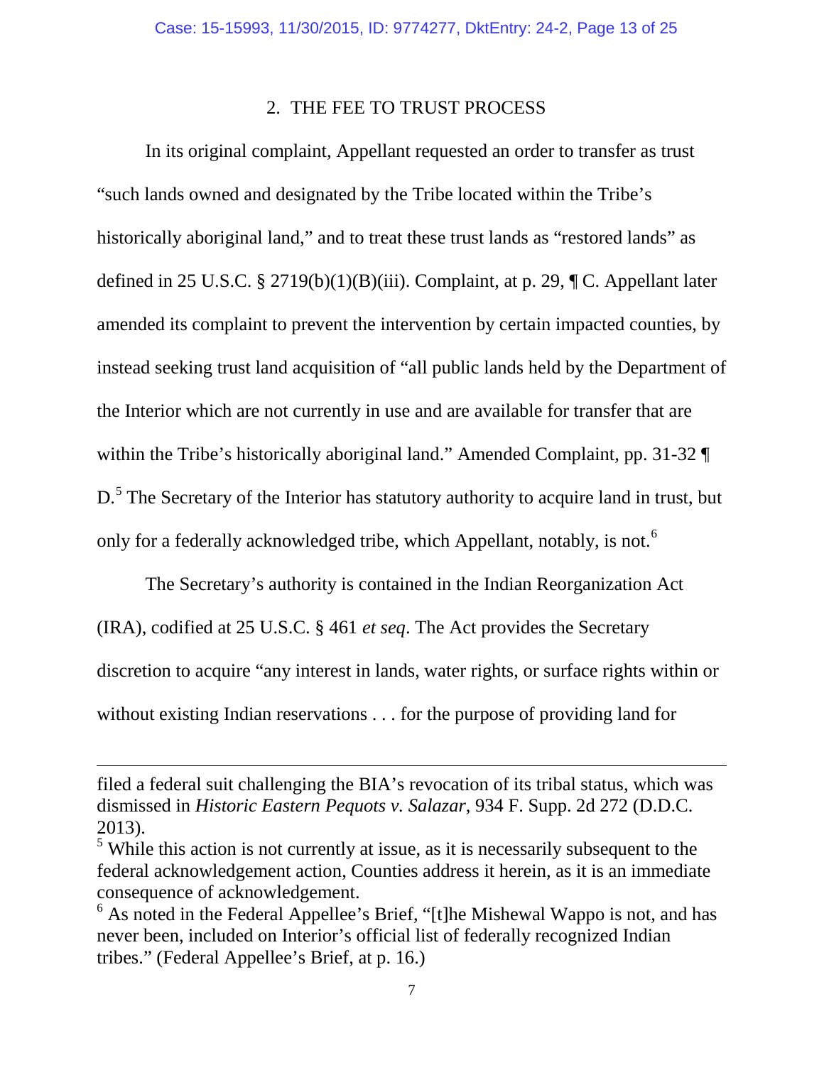## 2. THE FEE TO TRUST PROCESS

In its original complaint, Appellant requested an order to transfer as trust "such lands owned and designated by the Tribe located within the Tribe's historically aboriginal land," and to treat these trust lands as "restored lands" as defined in 25 U.S.C. § 2719(b)(1)(B)(iii). Complaint, at p. 29, ¶ C. Appellant later amended its complaint to prevent the intervention by certain impacted counties, by instead seeking trust land acquisition of "all public lands held by the Department of the Interior which are not currently in use and are available for transfer that are within the Tribe's historically aboriginal land." Amended Complaint, pp. 31-32 ¶ D.[5] The Secretary of the Interior has statutory authority to acquire land in trust, but only for a federally acknowledged tribe, which Appellant, notably, is not.[6]

The Secretary's authority is contained in the Indian Reorganization Act (IRA), codified at 25 U.S.C. § 461 *et seq*. The Act provides the Secretary discretion to acquire "any interest in lands, water rights, or surface rights within or without existing Indian reservations . . . for the purpose of providing land for

---

filed a federal suit challenging the BIA's revocation of its tribal status, which was dismissed in *Historic Eastern Pequots v. Salazar*, 934 F. Supp. 2d 272 (D.D.C. 2013).

[5] While this action is not currently at issue, as it is necessarily subsequent to the federal acknowledgement action, Counties address it herein, as it is an immediate consequence of acknowledgement.

[6] As noted in the Federal Appellee's Brief, "[t]he Mishewal Wappo is not, and has never been, included on Interior's official list of federally recognized Indian tribes." (Federal Appellee's Brief, at p. 16.)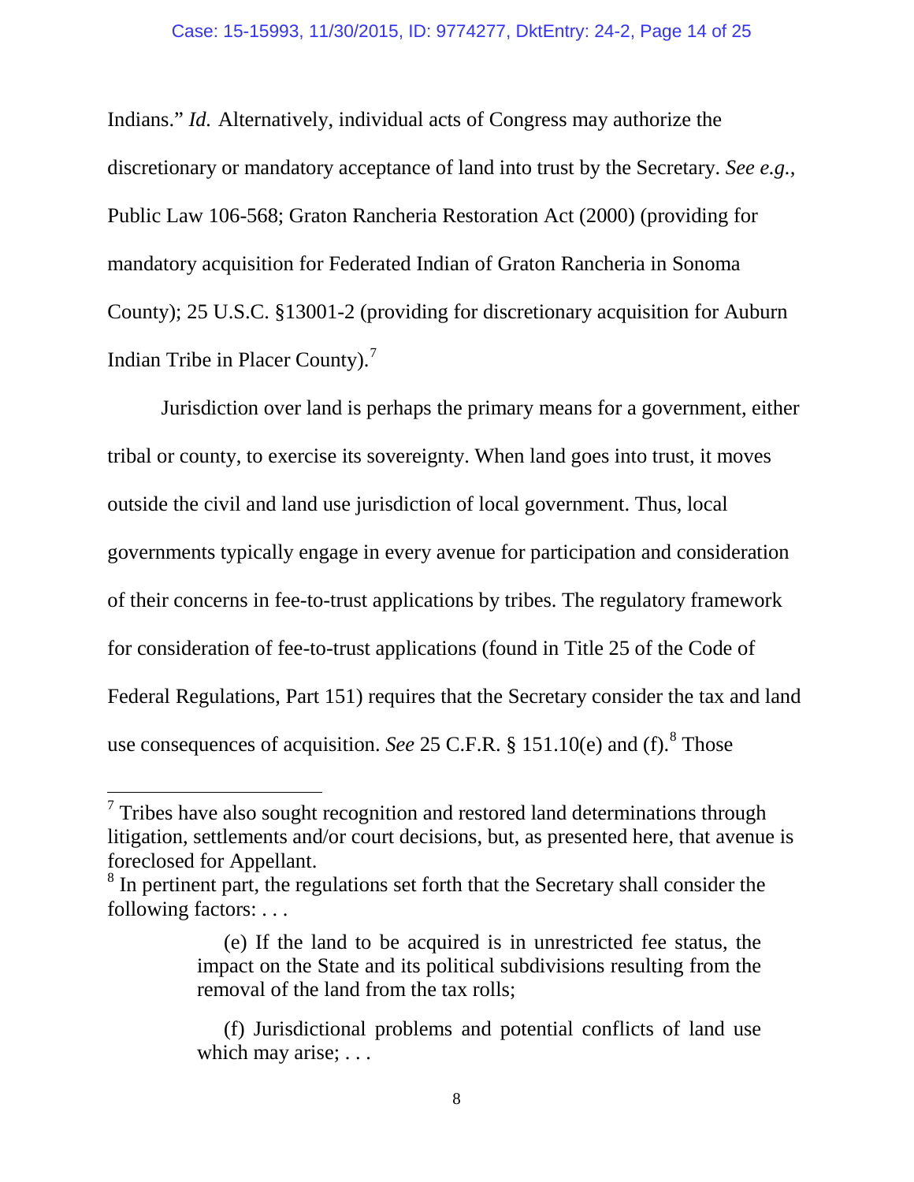Indians." *Id.* Alternatively, individual acts of Congress may authorize the discretionary or mandatory acceptance of land into trust by the Secretary. *See e.g.*, Public Law 106-568; Graton Rancheria Restoration Act (2000) (providing for mandatory acquisition for Federated Indian of Graton Rancheria in Sonoma County); 25 U.S.C. §13001-2 (providing for discretionary acquisition for Auburn Indian Tribe in Placer County).[7]

Jurisdiction over land is perhaps the primary means for a government, either tribal or county, to exercise its sovereignty. When land goes into trust, it moves outside the civil and land use jurisdiction of local government. Thus, local governments typically engage in every avenue for participation and consideration of their concerns in fee-to-trust applications by tribes. The regulatory framework for consideration of fee-to-trust applications (found in Title 25 of the Code of Federal Regulations, Part 151) requires that the Secretary consider the tax and land use consequences of acquisition. *See* 25 C.F.R. § 151.10(e) and (f).[8] Those

---

[7] Tribes have also sought recognition and restored land determinations through litigation, settlements and/or court decisions, but, as presented here, that avenue is foreclosed for Appellant.

[8] In pertinent part, the regulations set forth that the Secretary shall consider the following factors: . . .

> (e) If the land to be acquired is in unrestricted fee status, the impact on the State and its political subdivisions resulting from the removal of the land from the tax rolls;
>
> (f) Jurisdictional problems and potential conflicts of land use which may arise; . . .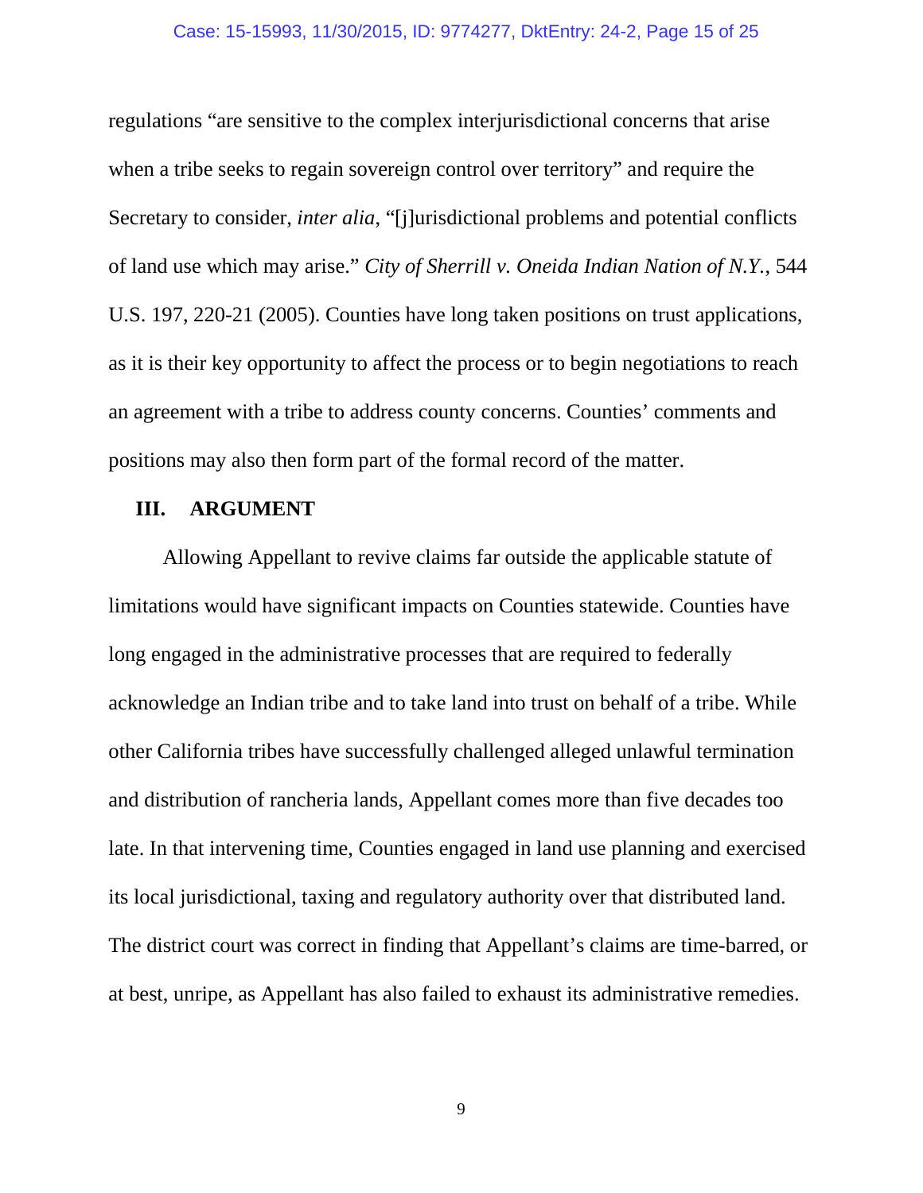regulations "are sensitive to the complex interjurisdictional concerns that arise when a tribe seeks to regain sovereign control over territory" and require the Secretary to consider, *inter alia*, "[j]urisdictional problems and potential conflicts of land use which may arise." *City of Sherrill v. Oneida Indian Nation of N.Y.*, 544 U.S. 197, 220-21 (2005). Counties have long taken positions on trust applications, as it is their key opportunity to affect the process or to begin negotiations to reach an agreement with a tribe to address county concerns. Counties' comments and positions may also then form part of the formal record of the matter.

## III. ARGUMENT

Allowing Appellant to revive claims far outside the applicable statute of limitations would have significant impacts on Counties statewide. Counties have long engaged in the administrative processes that are required to federally acknowledge an Indian tribe and to take land into trust on behalf of a tribe. While other California tribes have successfully challenged alleged unlawful termination and distribution of rancheria lands, Appellant comes more than five decades too late. In that intervening time, Counties engaged in land use planning and exercised its local jurisdictional, taxing and regulatory authority over that distributed land. The district court was correct in finding that Appellant's claims are time-barred, or at best, unripe, as Appellant has also failed to exhaust its administrative remedies.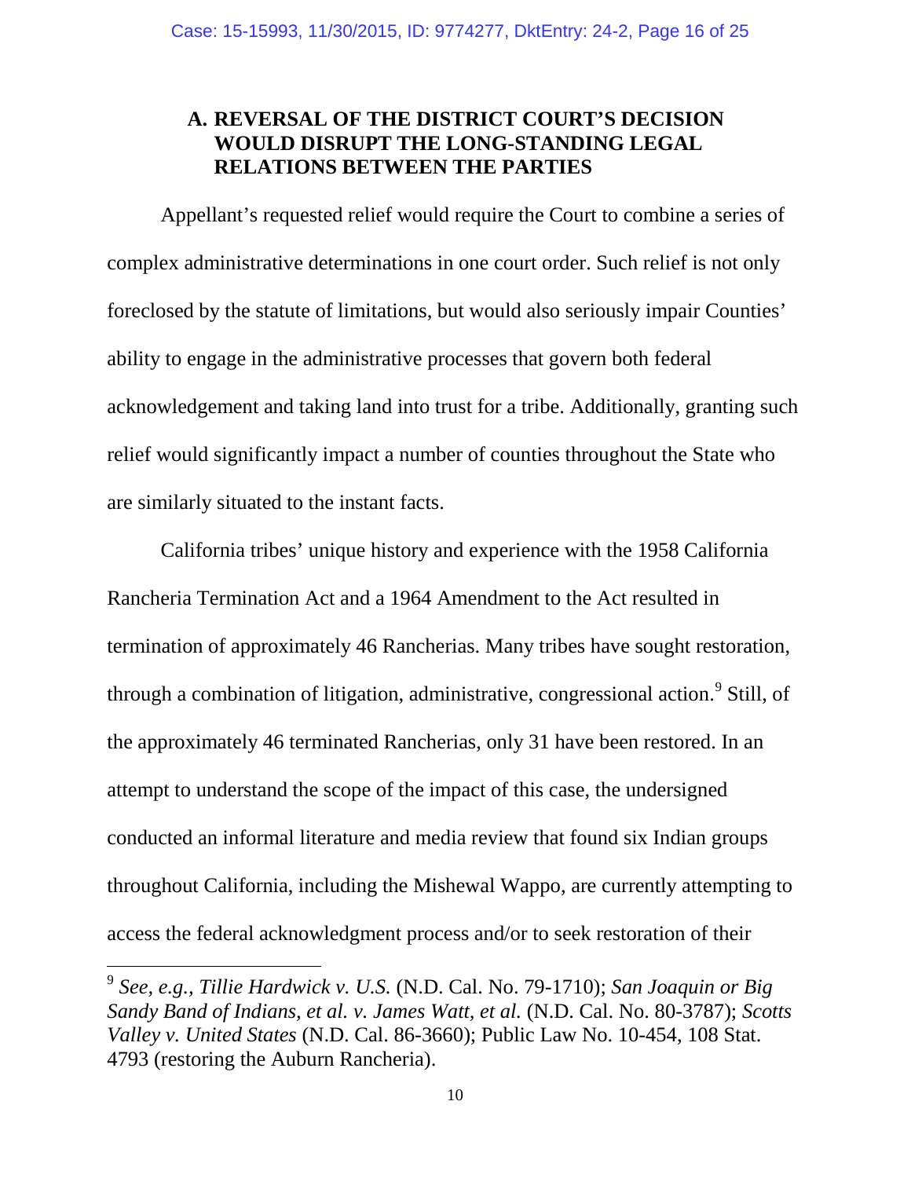### A. REVERSAL OF THE DISTRICT COURT'S DECISION WOULD DISRUPT THE LONG-STANDING LEGAL RELATIONS BETWEEN THE PARTIES

Appellant's requested relief would require the Court to combine a series of complex administrative determinations in one court order. Such relief is not only foreclosed by the statute of limitations, but would also seriously impair Counties' ability to engage in the administrative processes that govern both federal acknowledgement and taking land into trust for a tribe. Additionally, granting such relief would significantly impact a number of counties throughout the State who are similarly situated to the instant facts.

California tribes' unique history and experience with the 1958 California Rancheria Termination Act and a 1964 Amendment to the Act resulted in termination of approximately 46 Rancherias. Many tribes have sought restoration, through a combination of litigation, administrative, congressional action.[9] Still, of the approximately 46 terminated Rancherias, only 31 have been restored. In an attempt to understand the scope of the impact of this case, the undersigned conducted an informal literature and media review that found six Indian groups throughout California, including the Mishewal Wappo, are currently attempting to access the federal acknowledgment process and/or to seek restoration of their

---

[9] *See, e.g., Tillie Hardwick v. U.S.* (N.D. Cal. No. 79-1710); *San Joaquin or Big Sandy Band of Indians, et al. v. James Watt, et al.* (N.D. Cal. No. 80-3787); *Scotts Valley v. United States* (N.D. Cal. 86-3660); Public Law No. 10-454, 108 Stat. 4793 (restoring the Auburn Rancheria).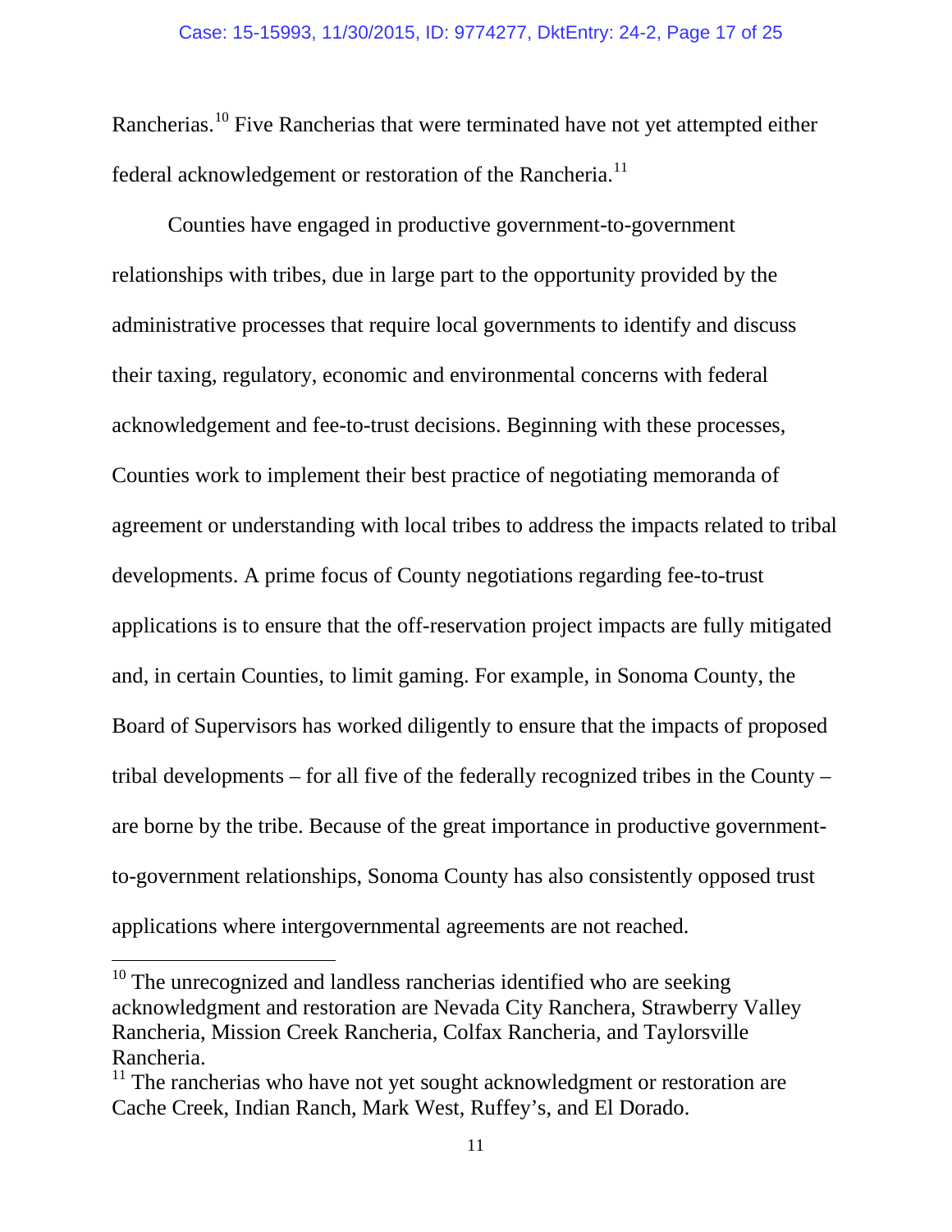Rancherias.[10] Five Rancherias that were terminated have not yet attempted either federal acknowledgement or restoration of the Rancheria.[11]

Counties have engaged in productive government-to-government relationships with tribes, due in large part to the opportunity provided by the administrative processes that require local governments to identify and discuss their taxing, regulatory, economic and environmental concerns with federal acknowledgement and fee-to-trust decisions. Beginning with these processes, Counties work to implement their best practice of negotiating memoranda of agreement or understanding with local tribes to address the impacts related to tribal developments. A prime focus of County negotiations regarding fee-to-trust applications is to ensure that the off-reservation project impacts are fully mitigated and, in certain Counties, to limit gaming. For example, in Sonoma County, the Board of Supervisors has worked diligently to ensure that the impacts of proposed tribal developments – for all five of the federally recognized tribes in the County – are borne by the tribe. Because of the great importance in productive government-to-government relationships, Sonoma County has also consistently opposed trust applications where intergovernmental agreements are not reached.

---

[10] The unrecognized and landless rancherias identified who are seeking acknowledgment and restoration are Nevada City Ranchera, Strawberry Valley Rancheria, Mission Creek Rancheria, Colfax Rancheria, and Taylorsville Rancheria.

[11] The rancherias who have not yet sought acknowledgment or restoration are Cache Creek, Indian Ranch, Mark West, Ruffey's, and El Dorado.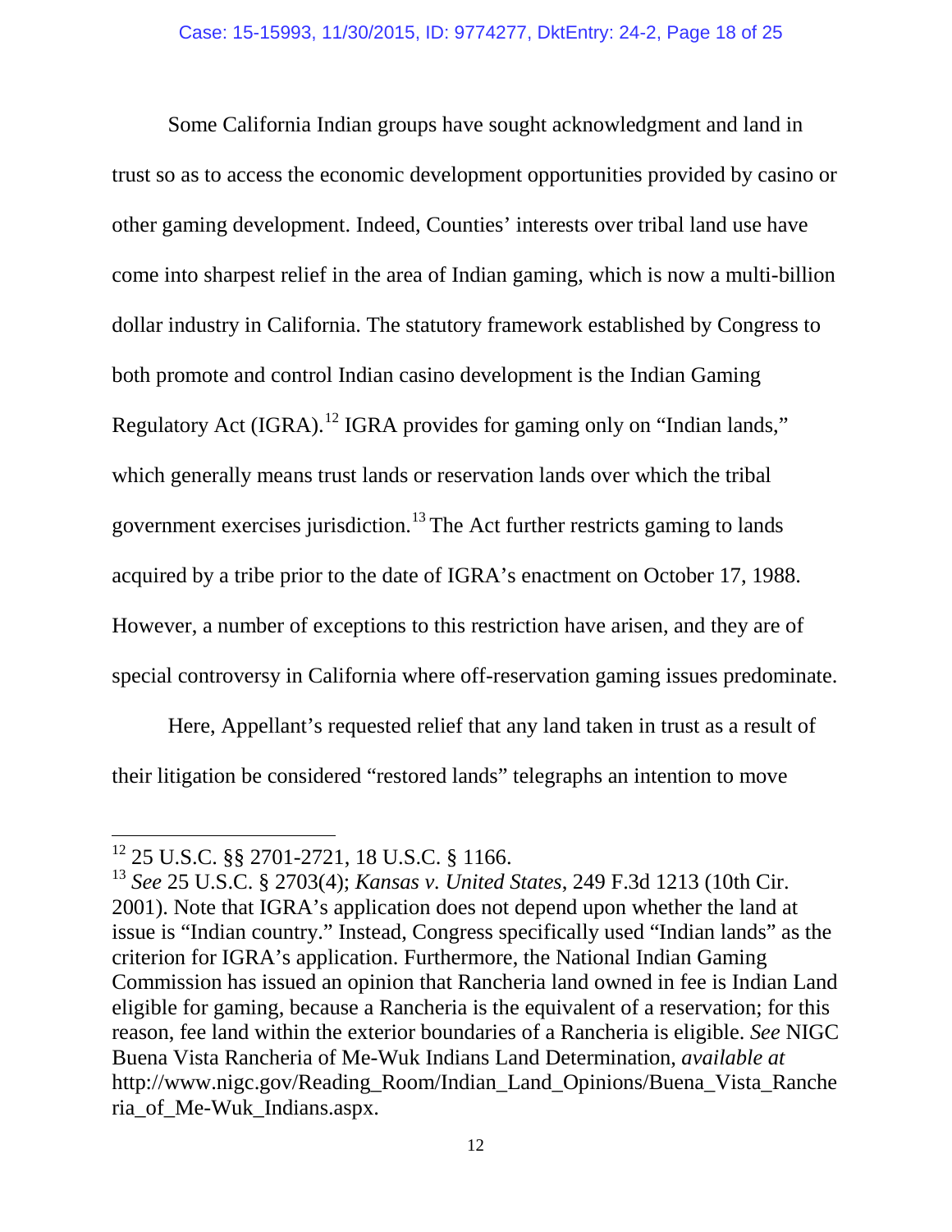Some California Indian groups have sought acknowledgment and land in trust so as to access the economic development opportunities provided by casino or other gaming development. Indeed, Counties' interests over tribal land use have come into sharpest relief in the area of Indian gaming, which is now a multi-billion dollar industry in California. The statutory framework established by Congress to both promote and control Indian casino development is the Indian Gaming Regulatory Act (IGRA).[12] IGRA provides for gaming only on "Indian lands," which generally means trust lands or reservation lands over which the tribal government exercises jurisdiction.[13] The Act further restricts gaming to lands acquired by a tribe prior to the date of IGRA's enactment on October 17, 1988. However, a number of exceptions to this restriction have arisen, and they are of special controversy in California where off-reservation gaming issues predominate.

Here, Appellant's requested relief that any land taken in trust as a result of their litigation be considered "restored lands" telegraphs an intention to move

---

[12] 25 U.S.C. §§ 2701-2721, 18 U.S.C. § 1166.

[13] *See* 25 U.S.C. § 2703(4); *Kansas v. United States*, 249 F.3d 1213 (10th Cir. 2001). Note that IGRA's application does not depend upon whether the land at issue is "Indian country." Instead, Congress specifically used "Indian lands" as the criterion for IGRA's application. Furthermore, the National Indian Gaming Commission has issued an opinion that Rancheria land owned in fee is Indian Land eligible for gaming, because a Rancheria is the equivalent of a reservation; for this reason, fee land within the exterior boundaries of a Rancheria is eligible. *See* NIGC Buena Vista Rancheria of Me-Wuk Indians Land Determination, *available at* http://www.nigc.gov/Reading_Room/Indian_Land_Opinions/Buena_Vista_Rancheria_of_Me-Wuk_Indians.aspx.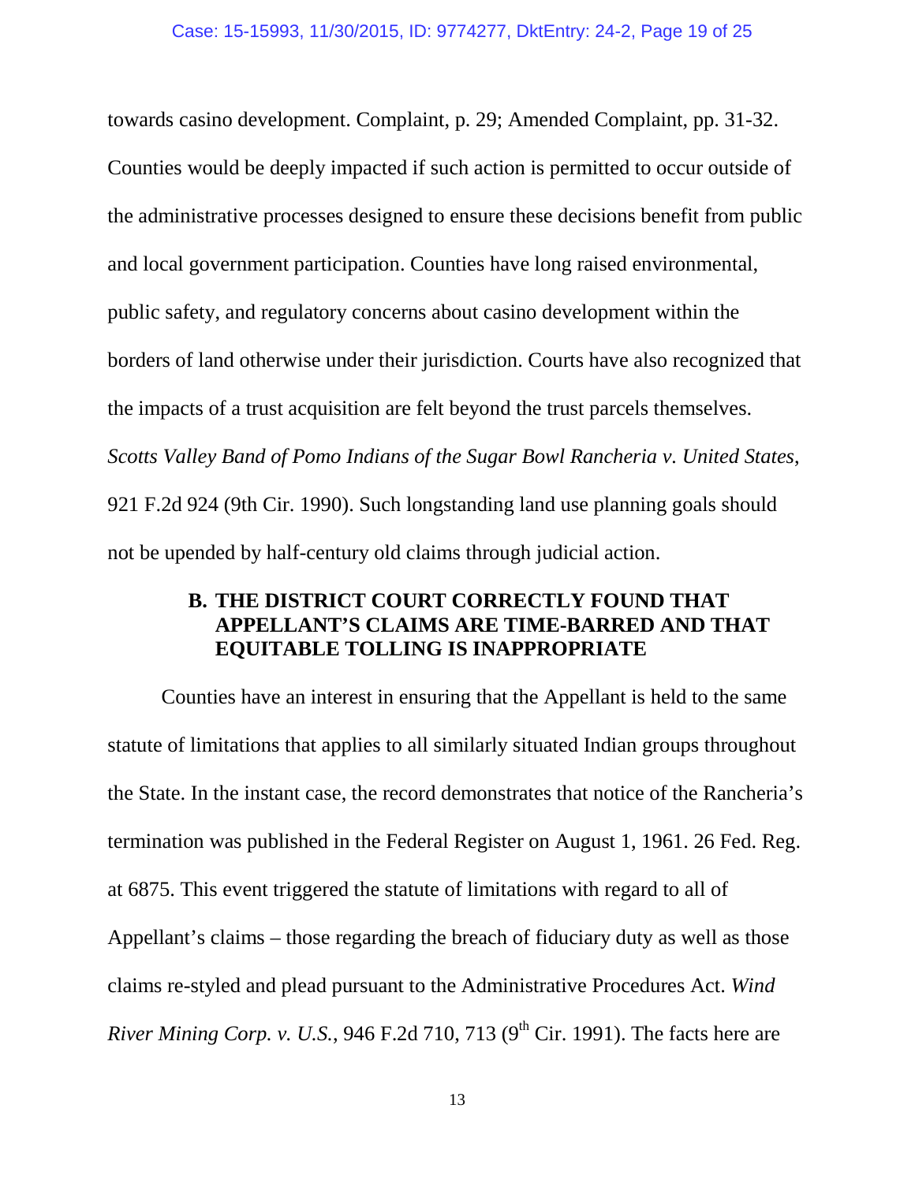towards casino development. Complaint, p. 29; Amended Complaint, pp. 31-32. Counties would be deeply impacted if such action is permitted to occur outside of the administrative processes designed to ensure these decisions benefit from public and local government participation. Counties have long raised environmental, public safety, and regulatory concerns about casino development within the borders of land otherwise under their jurisdiction. Courts have also recognized that the impacts of a trust acquisition are felt beyond the trust parcels themselves. *Scotts Valley Band of Pomo Indians of the Sugar Bowl Rancheria v. United States*, 921 F.2d 924 (9th Cir. 1990). Such longstanding land use planning goals should not be upended by half-century old claims through judicial action.

### B. THE DISTRICT COURT CORRECTLY FOUND THAT APPELLANT'S CLAIMS ARE TIME-BARRED AND THAT EQUITABLE TOLLING IS INAPPROPRIATE

Counties have an interest in ensuring that the Appellant is held to the same statute of limitations that applies to all similarly situated Indian groups throughout the State. In the instant case, the record demonstrates that notice of the Rancheria's termination was published in the Federal Register on August 1, 1961. 26 Fed. Reg. at 6875. This event triggered the statute of limitations with regard to all of Appellant's claims – those regarding the breach of fiduciary duty as well as those claims re-styled and plead pursuant to the Administrative Procedures Act. *Wind River Mining Corp. v. U.S.*, 946 F.2d 710, 713 (9th Cir. 1991). The facts here are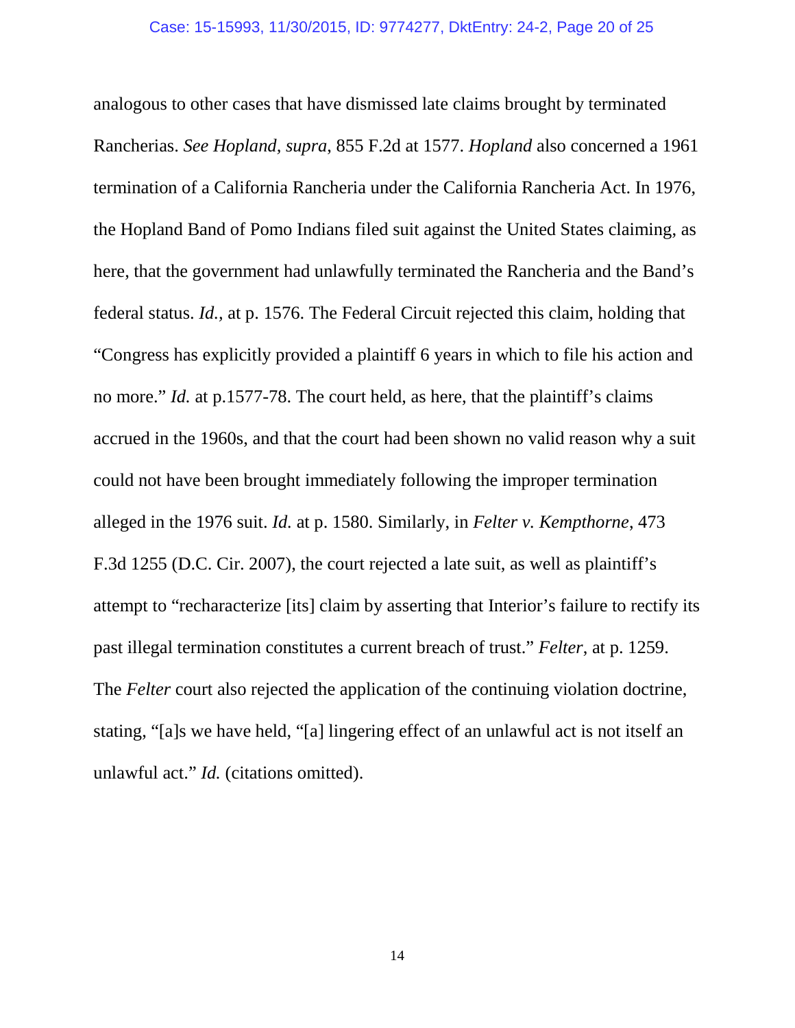analogous to other cases that have dismissed late claims brought by terminated Rancherias. *See Hopland*, *supra*, 855 F.2d at 1577. *Hopland* also concerned a 1961 termination of a California Rancheria under the California Rancheria Act. In 1976, the Hopland Band of Pomo Indians filed suit against the United States claiming, as here, that the government had unlawfully terminated the Rancheria and the Band's federal status. *Id.*, at p. 1576. The Federal Circuit rejected this claim, holding that "Congress has explicitly provided a plaintiff 6 years in which to file his action and no more." *Id.* at p.1577-78. The court held, as here, that the plaintiff's claims accrued in the 1960s, and that the court had been shown no valid reason why a suit could not have been brought immediately following the improper termination alleged in the 1976 suit. *Id.* at p. 1580. Similarly, in *Felter v. Kempthorne*, 473 F.3d 1255 (D.C. Cir. 2007), the court rejected a late suit, as well as plaintiff's attempt to "recharacterize [its] claim by asserting that Interior's failure to rectify its past illegal termination constitutes a current breach of trust." *Felter*, at p. 1259. The *Felter* court also rejected the application of the continuing violation doctrine, stating, "[a]s we have held, "[a] lingering effect of an unlawful act is not itself an unlawful act." *Id.* (citations omitted).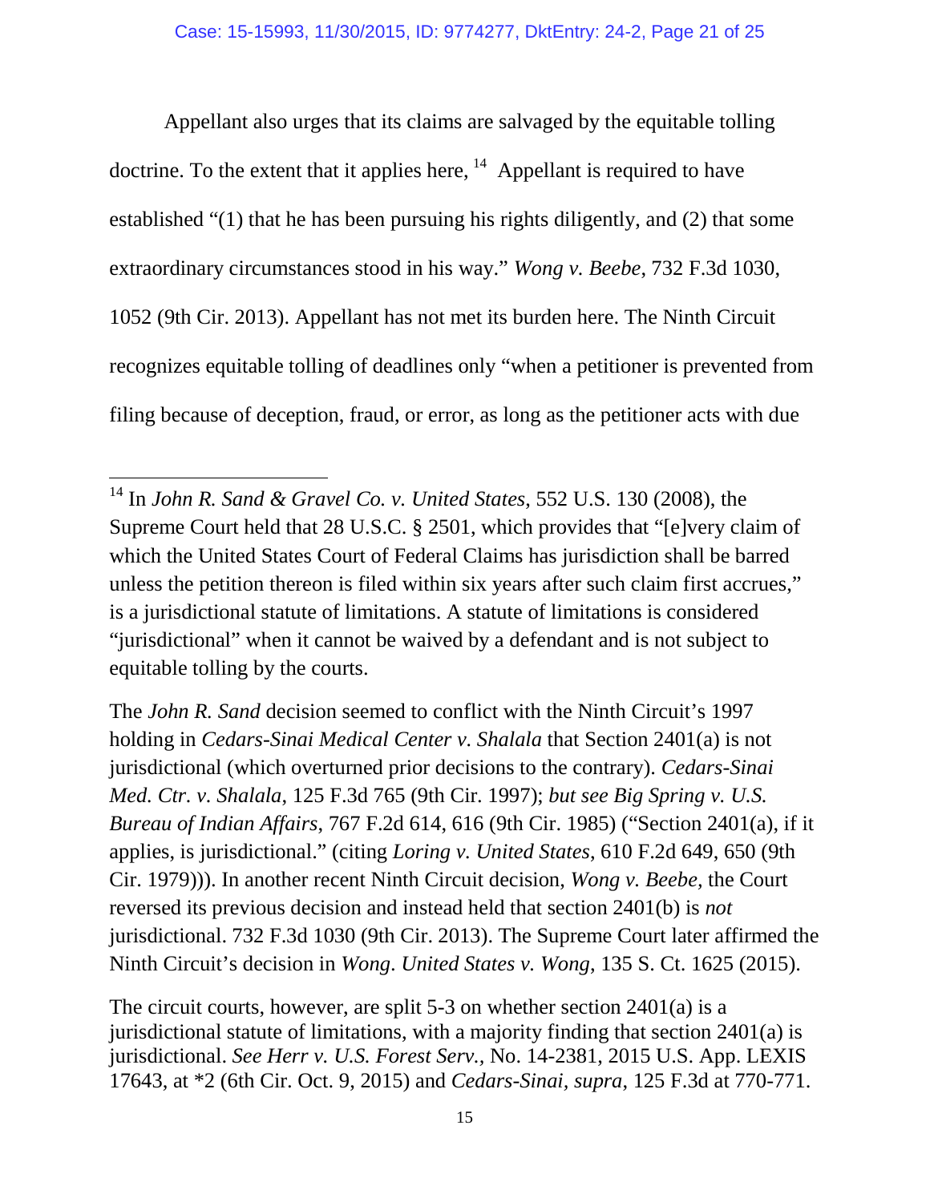Appellant also urges that its claims are salvaged by the equitable tolling doctrine. To the extent that it applies here, [14] Appellant is required to have established "(1) that he has been pursuing his rights diligently, and (2) that some extraordinary circumstances stood in his way." *Wong v. Beebe*, 732 F.3d 1030, 1052 (9th Cir. 2013). Appellant has not met its burden here. The Ninth Circuit recognizes equitable tolling of deadlines only "when a petitioner is prevented from filing because of deception, fraud, or error, as long as the petitioner acts with due

---

[14] In *John R. Sand & Gravel Co. v. United States*, 552 U.S. 130 (2008), the Supreme Court held that 28 U.S.C. § 2501, which provides that "[e]very claim of which the United States Court of Federal Claims has jurisdiction shall be barred unless the petition thereon is filed within six years after such claim first accrues," is a jurisdictional statute of limitations. A statute of limitations is considered "jurisdictional" when it cannot be waived by a defendant and is not subject to equitable tolling by the courts.

The *John R. Sand* decision seemed to conflict with the Ninth Circuit's 1997 holding in *Cedars-Sinai Medical Center v. Shalala* that Section 2401(a) is not jurisdictional (which overturned prior decisions to the contrary). *Cedars-Sinai Med. Ctr. v. Shalala*, 125 F.3d 765 (9th Cir. 1997); *but see Big Spring v. U.S. Bureau of Indian Affairs*, 767 F.2d 614, 616 (9th Cir. 1985) ("Section 2401(a), if it applies, is jurisdictional." (citing *Loring v. United States*, 610 F.2d 649, 650 (9th Cir. 1979))). In another recent Ninth Circuit decision, *Wong v. Beebe*, the Court reversed its previous decision and instead held that section 2401(b) is *not* jurisdictional. 732 F.3d 1030 (9th Cir. 2013). The Supreme Court later affirmed the Ninth Circuit's decision in *Wong*. *United States v. Wong*, 135 S. Ct. 1625 (2015).

The circuit courts, however, are split 5-3 on whether section 2401(a) is a jurisdictional statute of limitations, with a majority finding that section 2401(a) is jurisdictional. *See Herr v. U.S. Forest Serv.*, No. 14-2381, 2015 U.S. App. LEXIS 17643, at *2 (6th Cir. Oct. 9, 2015) and *Cedars-Sinai*, *supra*, 125 F.3d at 770-771.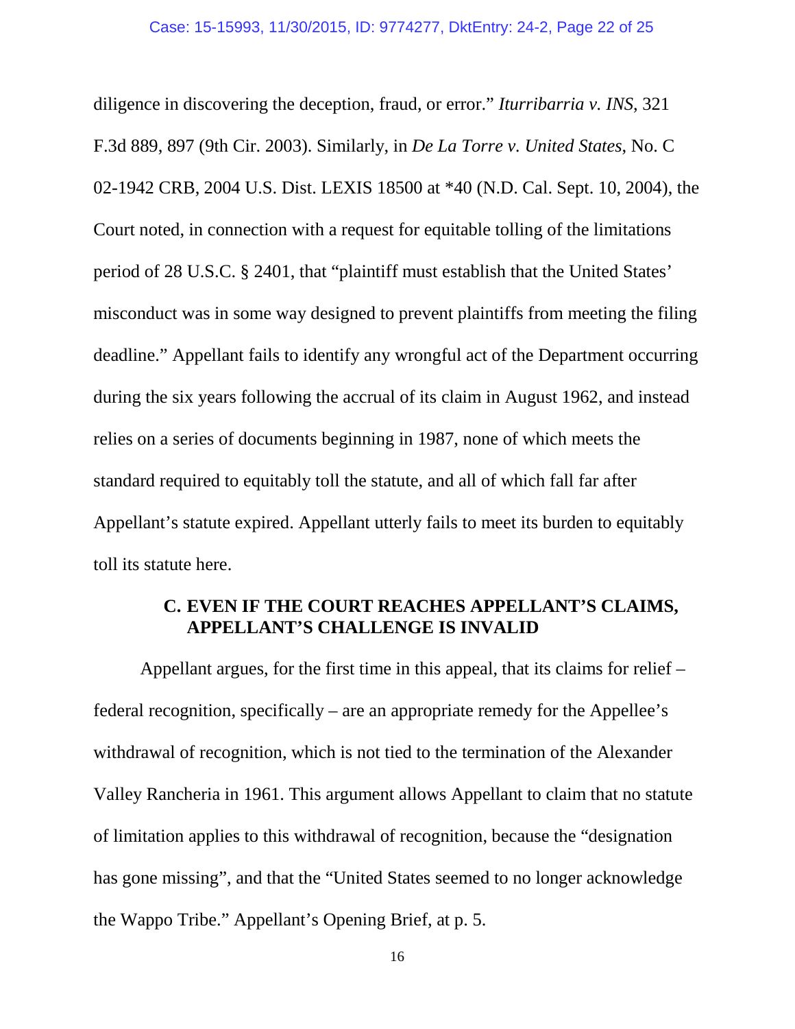diligence in discovering the deception, fraud, or error." *Iturribarria v. INS*, 321 F.3d 889, 897 (9th Cir. 2003). Similarly, in *De La Torre v. United States*, No. C 02-1942 CRB, 2004 U.S. Dist. LEXIS 18500 at *40 (N.D. Cal. Sept. 10, 2004), the Court noted, in connection with a request for equitable tolling of the limitations period of 28 U.S.C. § 2401, that "plaintiff must establish that the United States' misconduct was in some way designed to prevent plaintiffs from meeting the filing deadline." Appellant fails to identify any wrongful act of the Department occurring during the six years following the accrual of its claim in August 1962, and instead relies on a series of documents beginning in 1987, none of which meets the standard required to equitably toll the statute, and all of which fall far after Appellant's statute expired. Appellant utterly fails to meet its burden to equitably toll its statute here.

### C. EVEN IF THE COURT REACHES APPELLANT'S CLAIMS, APPELLANT'S CHALLENGE IS INVALID

Appellant argues, for the first time in this appeal, that its claims for relief – federal recognition, specifically – are an appropriate remedy for the Appellee's withdrawal of recognition, which is not tied to the termination of the Alexander Valley Rancheria in 1961. This argument allows Appellant to claim that no statute of limitation applies to this withdrawal of recognition, because the "designation has gone missing", and that the "United States seemed to no longer acknowledge the Wappo Tribe." Appellant's Opening Brief, at p. 5.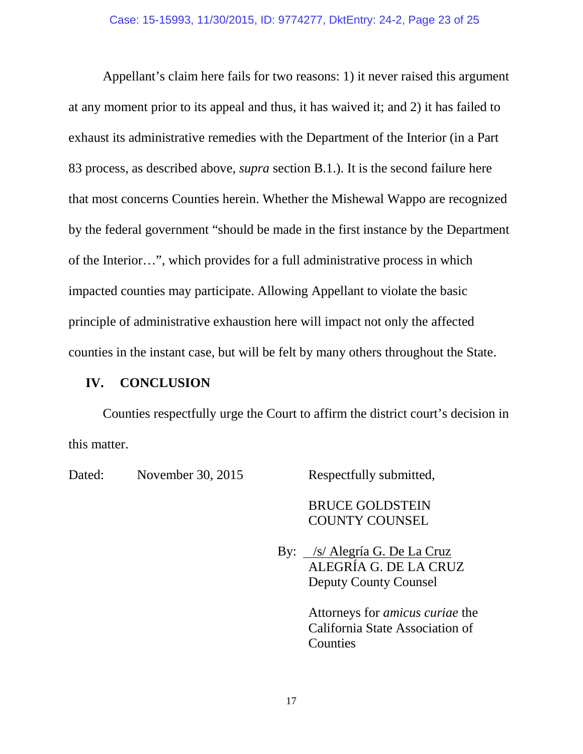Appellant's claim here fails for two reasons: 1) it never raised this argument at any moment prior to its appeal and thus, it has waived it; and 2) it has failed to exhaust its administrative remedies with the Department of the Interior (in a Part 83 process, as described above, *supra* section B.1.). It is the second failure here that most concerns Counties herein. Whether the Mishewal Wappo are recognized by the federal government "should be made in the first instance by the Department of the Interior…", which provides for a full administrative process in which impacted counties may participate. Allowing Appellant to violate the basic principle of administrative exhaustion here will impact not only the affected counties in the instant case, but will be felt by many others throughout the State.

## IV. CONCLUSION

Counties respectfully urge the Court to affirm the district court's decision in this matter.

Dated: November 30, 2015

Respectfully submitted,

BRUCE GOLDSTEIN
COUNTY COUNSEL

By: /s/ Alegría G. De La Cruz
ALEGRÍA G. DE LA CRUZ
Deputy County Counsel

Attorneys for *amicus curiae* the California State Association of Counties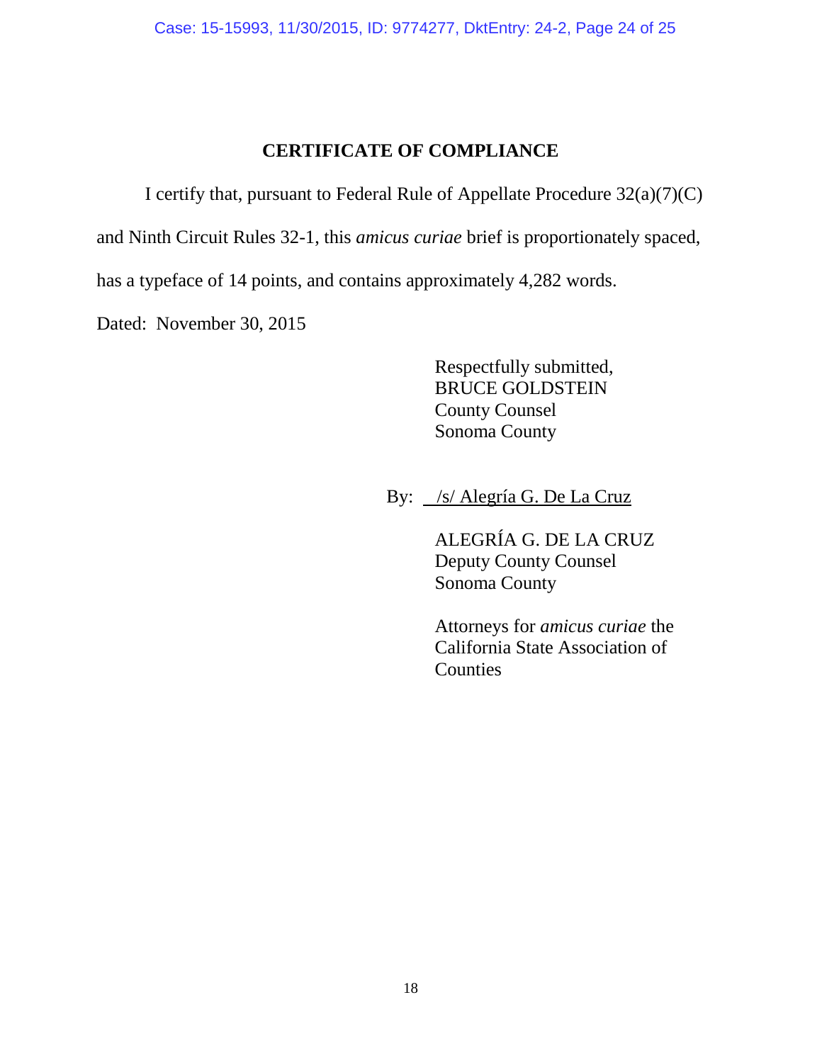## CERTIFICATE OF COMPLIANCE

I certify that, pursuant to Federal Rule of Appellate Procedure 32(a)(7)(C) and Ninth Circuit Rules 32-1, this *amicus curiae* brief is proportionately spaced, has a typeface of 14 points, and contains approximately 4,282 words.

Dated: November 30, 2015

Respectfully submitted,
BRUCE GOLDSTEIN
County Counsel
Sonoma County

By: /s/ Alegría G. De La Cruz

ALEGRÍA G. DE LA CRUZ
Deputy County Counsel
Sonoma County

Attorneys for *amicus curiae* the California State Association of Counties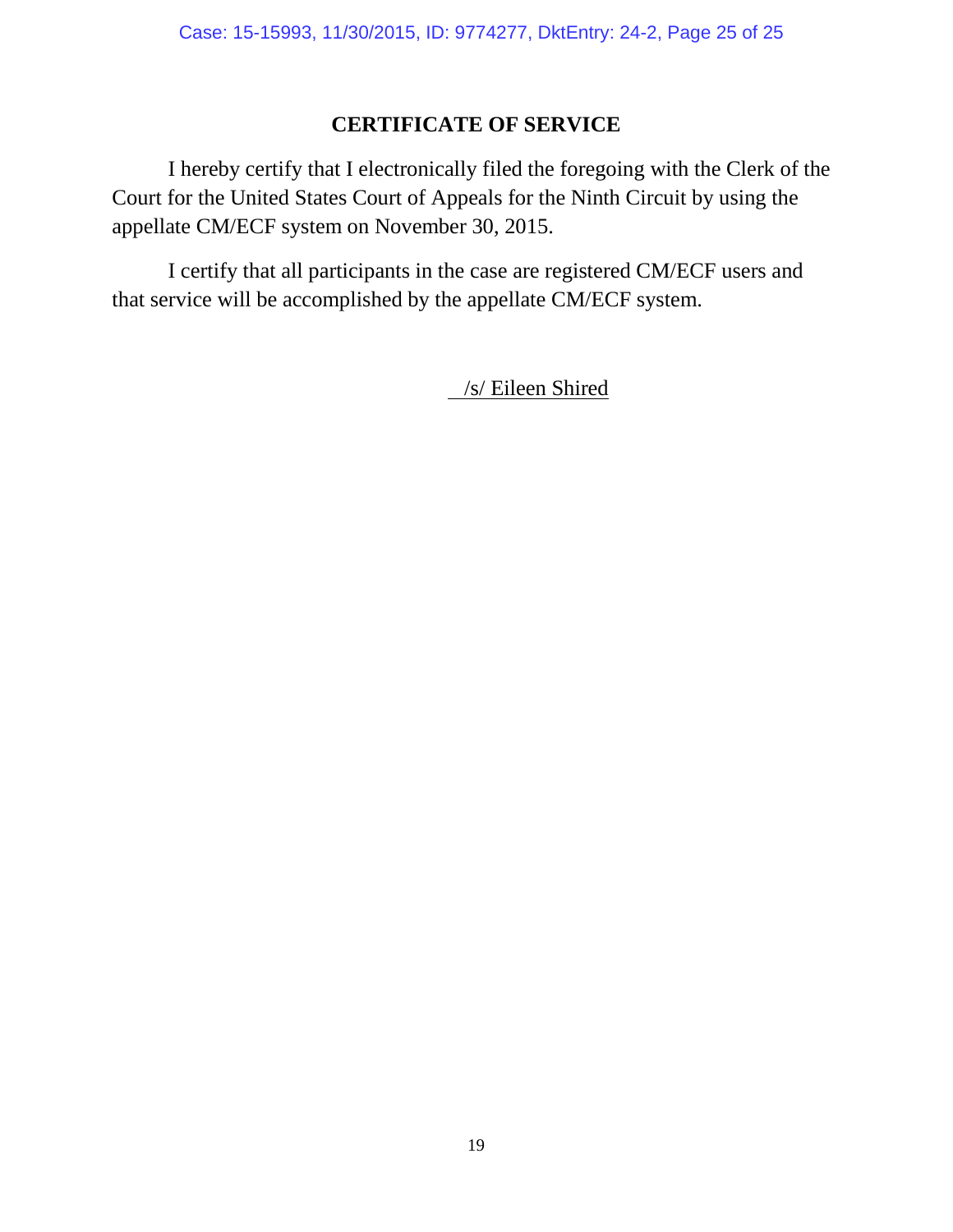## CERTIFICATE OF SERVICE

I hereby certify that I electronically filed the foregoing with the Clerk of the Court for the United States Court of Appeals for the Ninth Circuit by using the appellate CM/ECF system on November 30, 2015.

I certify that all participants in the case are registered CM/ECF users and that service will be accomplished by the appellate CM/ECF system.

/s/ Eileen Shired